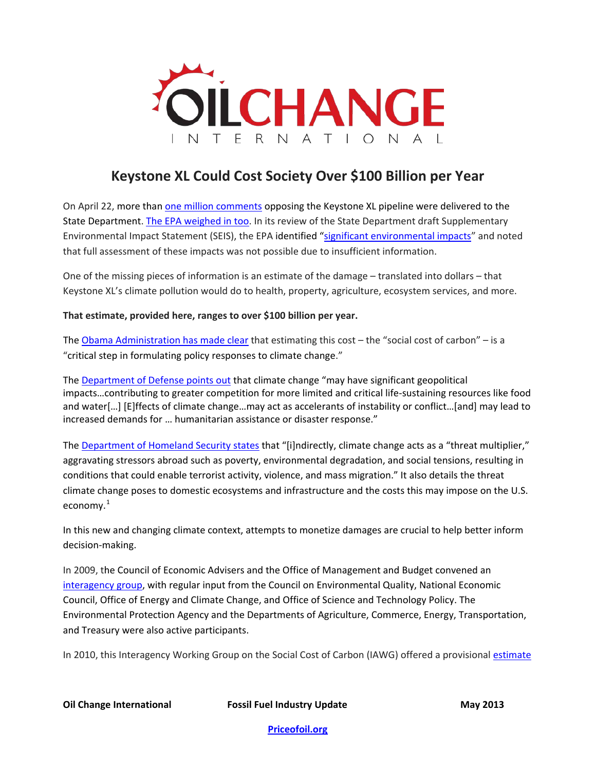OILCHANGE INTERNATIONAL

# Keystone XL Could Cost Society Over $100 Billion per Year

On April 22, more than one million comments opposing the Keystone XL pipeline were delivered to the State Department. The EPA weighed in too. In its review of the State Department draft Supplementary Environmental Impact Statement (SEIS), the EPA identified "significant environmental impacts" and noted that full assessment of these impacts was not possible due to insufficient information.

One of the missing pieces of information is an estimate of the damage – translated into dollars – that Keystone XL's climate pollution would do to health, property, agriculture, ecosystem services, and more.

**That estimate, provided here, ranges to over $100 billion per year.**

The Obama Administration has made clear that estimating this cost – the "social cost of carbon" – is a "critical step in formulating policy responses to climate change."

The Department of Defense points out that climate change "may have significant geopolitical impacts…contributing to greater competition for more limited and critical life-sustaining resources like food and water[…] [E]ffects of climate change…may act as accelerants of instability or conflict…[and] may lead to increased demands for … humanitarian assistance or disaster response."

The Department of Homeland Security states that "[i]ndirectly, climate change acts as a "threat multiplier," aggravating stressors abroad such as poverty, environmental degradation, and social tensions, resulting in conditions that could enable terrorist activity, violence, and mass migration." It also details the threat climate change poses to domestic ecosystems and infrastructure and the costs this may impose on the U.S. economy.[1]

In this new and changing climate context, attempts to monetize damages are crucial to help better inform decision-making.

In 2009, the Council of Economic Advisers and the Office of Management and Budget convened an interagency group, with regular input from the Council on Environmental Quality, National Economic Council, Office of Energy and Climate Change, and Office of Science and Technology Policy. The Environmental Protection Agency and the Departments of Agriculture, Commerce, Energy, Transportation, and Treasury were also active participants.

In 2010, this Interagency Working Group on the Social Cost of Carbon (IAWG) offered a provisional estimate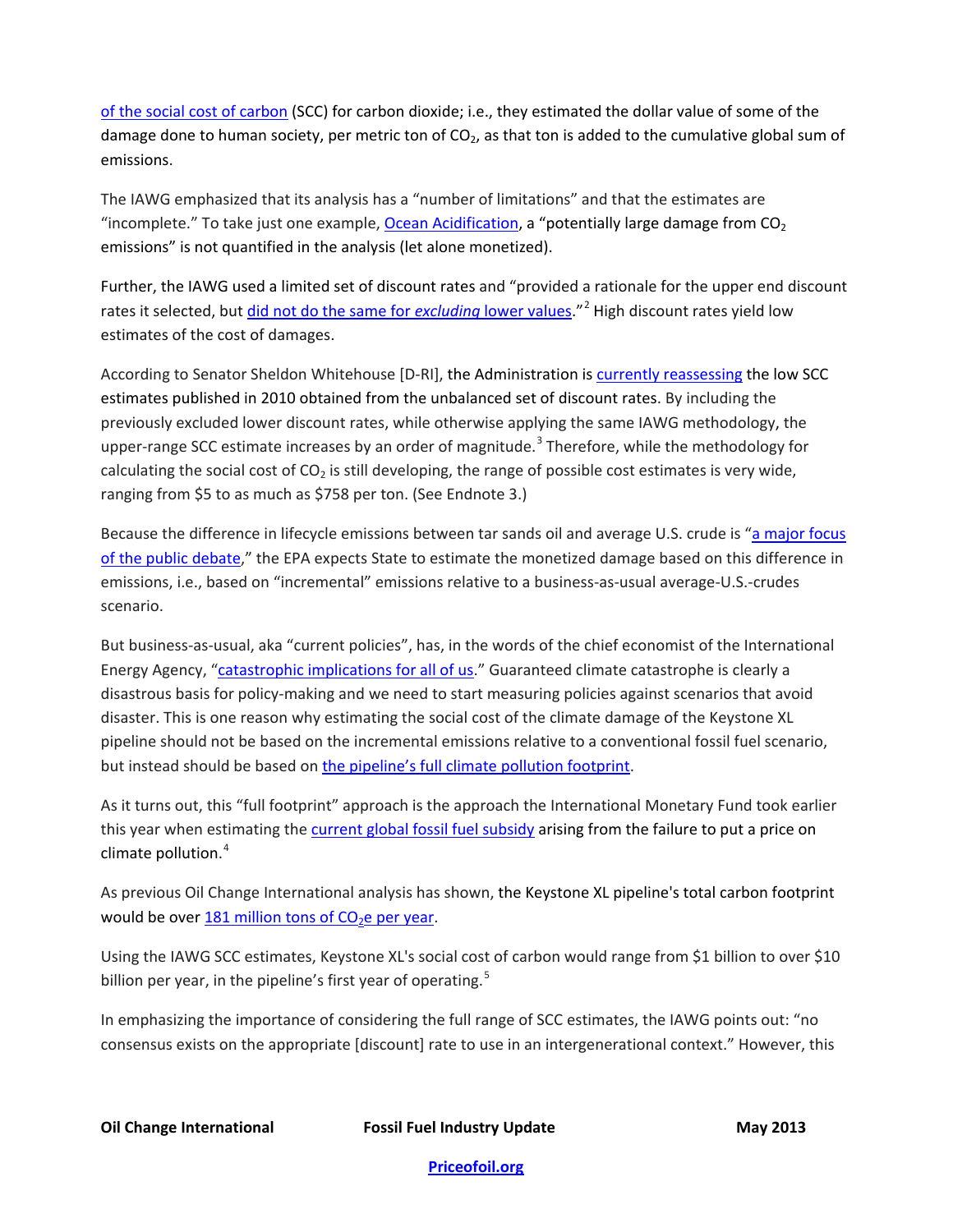of the social cost of carbon (SCC) for carbon dioxide; i.e., they estimated the dollar value of some of the damage done to human society, per metric ton of $CO_2$, as that ton is added to the cumulative global sum of emissions.

The IAWG emphasized that its analysis has a "number of limitations" and that the estimates are "incomplete." To take just one example, Ocean Acidification, a "potentially large damage from $CO_2$ emissions" is not quantified in the analysis (let alone monetized).

Further, the IAWG used a limited set of discount rates and "provided a rationale for the upper end discount rates it selected, but did not do the same for *excluding* lower values."[2] High discount rates yield low estimates of the cost of damages.

According to Senator Sheldon Whitehouse [D-RI], the Administration is currently reassessing the low SCC estimates published in 2010 obtained from the unbalanced set of discount rates. By including the previously excluded lower discount rates, while otherwise applying the same IAWG methodology, the upper-range SCC estimate increases by an order of magnitude.[3] Therefore, while the methodology for calculating the social cost of $CO_2$ is still developing, the range of possible cost estimates is very wide, ranging from $5 to as much as $758 per ton. (See Endnote 3.)

Because the difference in lifecycle emissions between tar sands oil and average U.S. crude is "a major focus of the public debate," the EPA expects State to estimate the monetized damage based on this difference in emissions, i.e., based on "incremental" emissions relative to a business-as-usual average-U.S.-crudes scenario.

But business-as-usual, aka "current policies", has, in the words of the chief economist of the International Energy Agency, "catastrophic implications for all of us." Guaranteed climate catastrophe is clearly a disastrous basis for policy-making and we need to start measuring policies against scenarios that avoid disaster. This is one reason why estimating the social cost of the climate damage of the Keystone XL pipeline should not be based on the incremental emissions relative to a conventional fossil fuel scenario, but instead should be based on the pipeline's full climate pollution footprint.

As it turns out, this "full footprint" approach is the approach the International Monetary Fund took earlier this year when estimating the current global fossil fuel subsidy arising from the failure to put a price on climate pollution.[4]

As previous Oil Change International analysis has shown, the Keystone XL pipeline's total carbon footprint would be over 181 million tons of $CO_2e$ per year.

Using the IAWG SCC estimates, Keystone XL's social cost of carbon would range from $1 billion to over $10 billion per year, in the pipeline's first year of operating.[5]

In emphasizing the importance of considering the full range of SCC estimates, the IAWG points out: "no consensus exists on the appropriate [discount] rate to use in an intergenerational context." However, this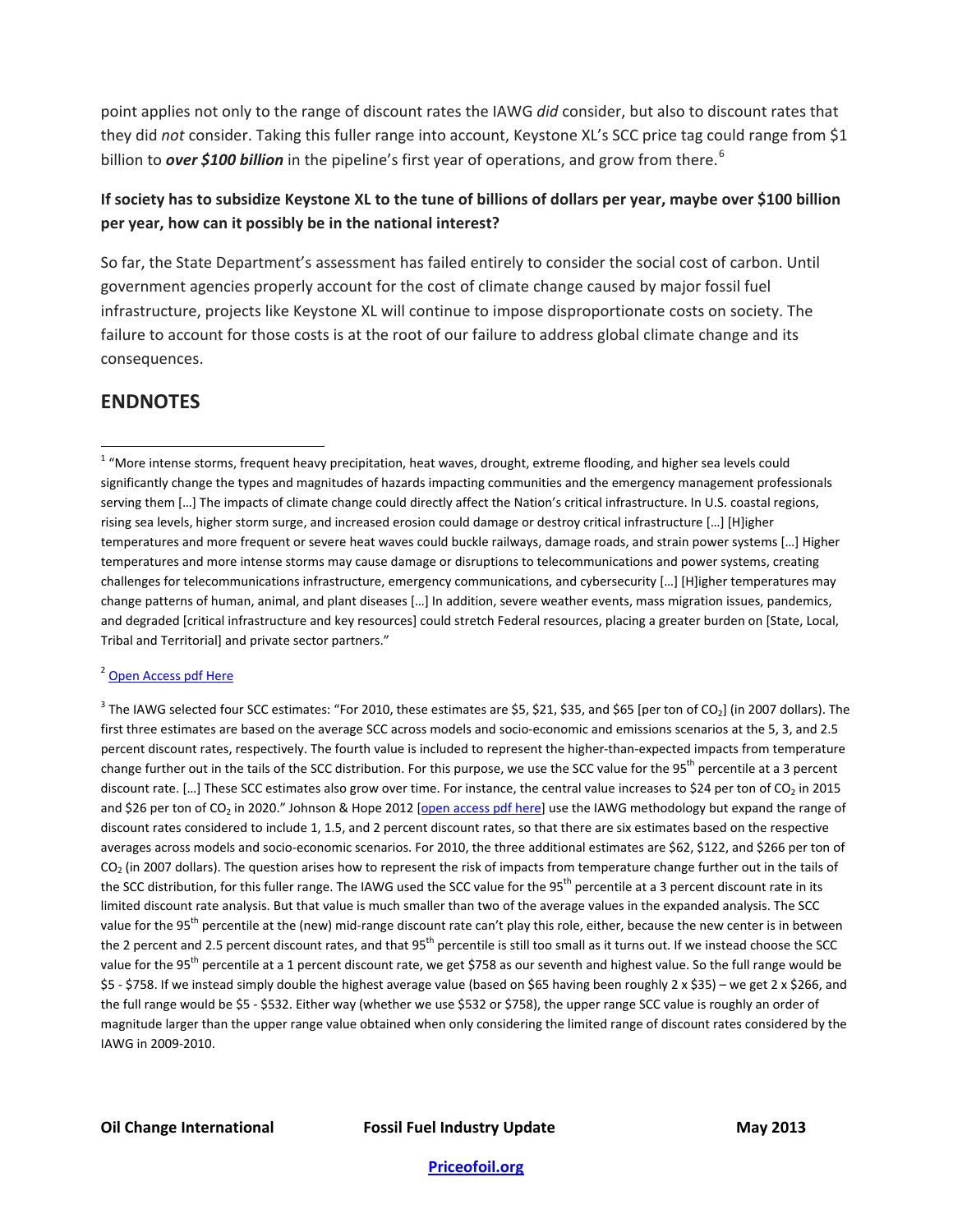point applies not only to the range of discount rates the IAWG *did* consider, but also to discount rates that they did *not* consider. Taking this fuller range into account, Keystone XL's SCC price tag could range from $1 billion to ***over $100 billion*** in the pipeline's first year of operations, and grow from there.[6]

**If society has to subsidize Keystone XL to the tune of billions of dollars per year, maybe over $100 billion per year, how can it possibly be in the national interest?**

So far, the State Department's assessment has failed entirely to consider the social cost of carbon. Until government agencies properly account for the cost of climate change caused by major fossil fuel infrastructure, projects like Keystone XL will continue to impose disproportionate costs on society. The failure to account for those costs is at the root of our failure to address global climate change and its consequences.

## ENDNOTES

[1] "More intense storms, frequent heavy precipitation, heat waves, drought, extreme flooding, and higher sea levels could significantly change the types and magnitudes of hazards impacting communities and the emergency management professionals serving them […] The impacts of climate change could directly affect the Nation's critical infrastructure. In U.S. coastal regions, rising sea levels, higher storm surge, and increased erosion could damage or destroy critical infrastructure […] [H]igher temperatures and more frequent or severe heat waves could buckle railways, damage roads, and strain power systems […] Higher temperatures and more intense storms may cause damage or disruptions to telecommunications and power systems, creating challenges for telecommunications infrastructure, emergency communications, and cybersecurity […] [H]igher temperatures may change patterns of human, animal, and plant diseases […] In addition, severe weather events, mass migration issues, pandemics, and degraded [critical infrastructure and key resources] could stretch Federal resources, placing a greater burden on [State, Local, Tribal and Territorial] and private sector partners."

[2] Open Access pdf Here

[3] The IAWG selected four SCC estimates: "For 2010, these estimates are $5, $21, $35, and $65 [per ton of $CO_2$] (in 2007 dollars). The first three estimates are based on the average SCC across models and socio-economic and emissions scenarios at the 5, 3, and 2.5 percent discount rates, respectively. The fourth value is included to represent the higher-than-expected impacts from temperature change further out in the tails of the SCC distribution. For this purpose, we use the SCC value for the 95$^{th}$ percentile at a 3 percent discount rate. […] These SCC estimates also grow over time. For instance, the central value increases to $24 per ton of $CO_2$ in 2015 and $26 per ton of $CO_2$ in 2020." Johnson & Hope 2012 [open access pdf here] use the IAWG methodology but expand the range of discount rates considered to include 1, 1.5, and 2 percent discount rates, so that there are six estimates based on the respective averages across models and socio-economic scenarios. For 2010, the three additional estimates are $62, $122, and $266 per ton of $CO_2$ (in 2007 dollars). The question arises how to represent the risk of impacts from temperature change further out in the tails of the SCC distribution, for this fuller range. The IAWG used the SCC value for the 95$^{th}$ percentile at a 3 percent discount rate in its limited discount rate analysis. But that value is much smaller than two of the average values in the expanded analysis. The SCC value for the 95$^{th}$ percentile at the (new) mid-range discount rate can't play this role, either, because the new center is in between the 2 percent and 2.5 percent discount rates, and that 95$^{th}$ percentile is still too small as it turns out. If we instead choose the SCC value for the 95$^{th}$ percentile at a 1 percent discount rate, we get $758 as our seventh and highest value. So the full range would be $5 - $758. If we instead simply double the highest average value (based on $65 having been roughly 2 x $35) – we get 2 x $266, and the full range would be $5 - $532. Either way (whether we use $532 or $758), the upper range SCC value is roughly an order of magnitude larger than the upper range value obtained when only considering the limited range of discount rates considered by the IAWG in 2009-2010.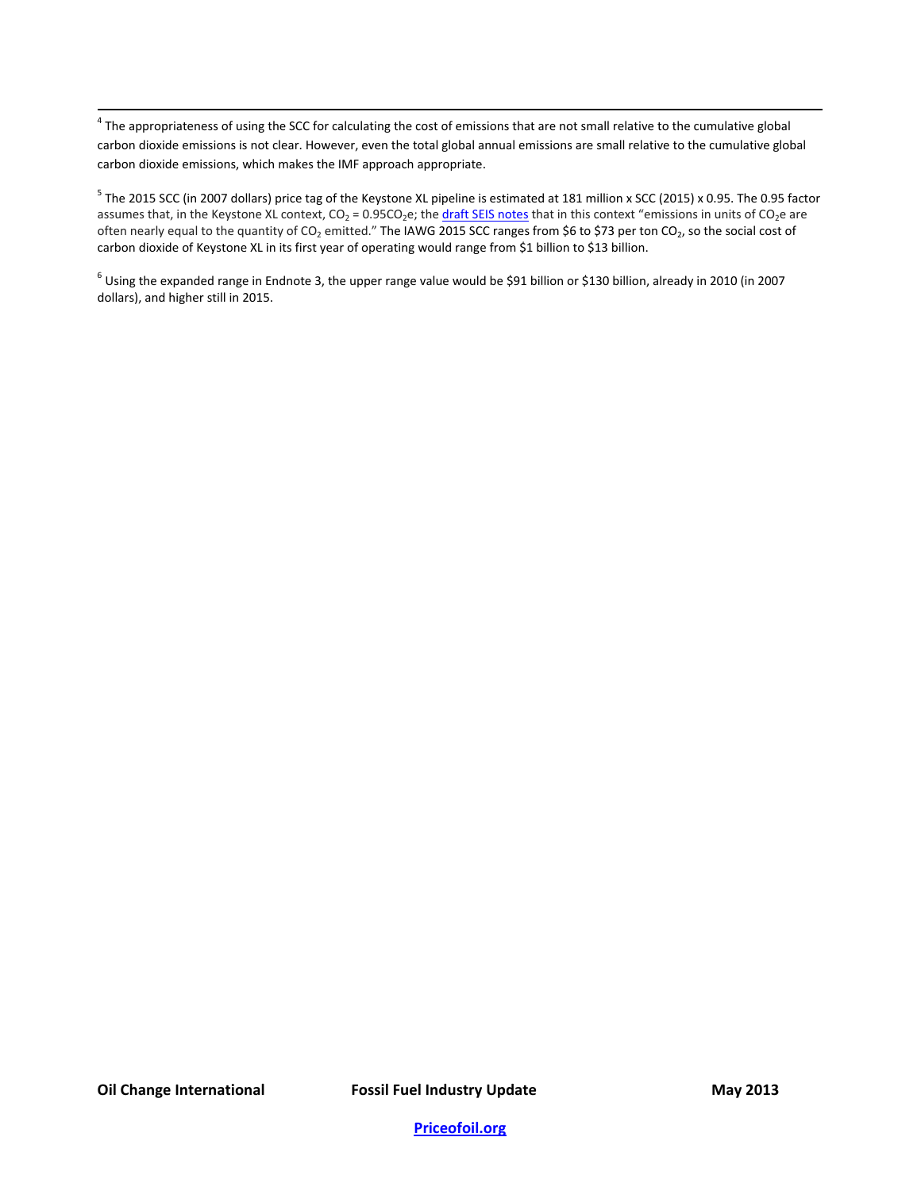[4] The appropriateness of using the SCC for calculating the cost of emissions that are not small relative to the cumulative global carbon dioxide emissions is not clear. However, even the total global annual emissions are small relative to the cumulative global carbon dioxide emissions, which makes the IMF approach appropriate.

[5] The 2015 SCC (in 2007 dollars) price tag of the Keystone XL pipeline is estimated at 181 million x SCC (2015) x 0.95. The 0.95 factor assumes that, in the Keystone XL context, $CO_2 = 0.95CO_2e$; the draft SEIS notes that in this context "emissions in units of $CO_2e$ are often nearly equal to the quantity of $CO_2$ emitted." The IAWG 2015 SCC ranges from $6 to $73 per ton $CO_2$, so the social cost of carbon dioxide of Keystone XL in its first year of operating would range from $1 billion to $13 billion.

[6] Using the expanded range in Endnote 3, the upper range value would be $91 billion or $130 billion, already in 2010 (in 2007 dollars), and higher still in 2015.